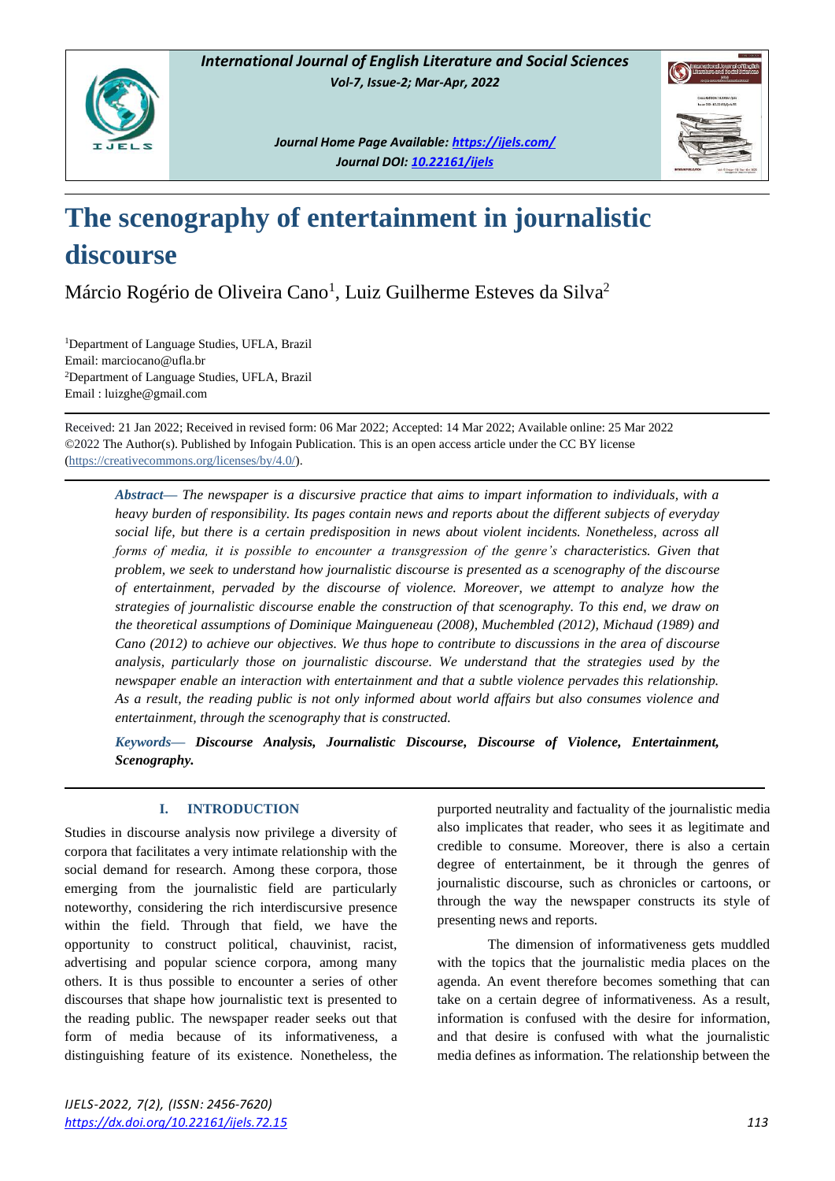# The scenography of entertainment in journalistic discourse

Márcio Rogério de Oliveira Cano[1], Luiz Guilherme Esteves da Silva[2]

[1]Department of Language Studies, UFLA, Brazil
Email: marciocano@ufla.br
[2]Department of Language Studies, UFLA, Brazil
Email : luizghe@gmail.com

Received: 21 Jan 2022; Received in revised form: 06 Mar 2022; Accepted: 14 Mar 2022; Available online: 25 Mar 2022
©2022 The Author(s). Published by Infogain Publication. This is an open access article under the CC BY license (https://creativecommons.org/licenses/by/4.0/).

***Abstract*— *The newspaper is a discursive practice that aims to impart information to individuals, with a heavy burden of responsibility. Its pages contain news and reports about the different subjects of everyday social life, but there is a certain predisposition in news about violent incidents. Nonetheless, across all forms of media, it is possible to encounter a transgression of the genre's characteristics. Given that problem, we seek to understand how journalistic discourse is presented as a scenography of the discourse of entertainment, pervaded by the discourse of violence. Moreover, we attempt to analyze how the strategies of journalistic discourse enable the construction of that scenography. To this end, we draw on the theoretical assumptions of Dominique Maingueneau (2008), Muchembled (2012), Michaud (1989) and Cano (2012) to achieve our objectives. We thus hope to contribute to discussions in the area of discourse analysis, particularly those on journalistic discourse. We understand that the strategies used by the newspaper enable an interaction with entertainment and that a subtle violence pervades this relationship. As a result, the reading public is not only informed about world affairs but also consumes violence and entertainment, through the scenography that is constructed.*

***Keywords*— *Discourse Analysis, Journalistic Discourse, Discourse of Violence, Entertainment, Scenography.***

## I. INTRODUCTION

Studies in discourse analysis now privilege a diversity of corpora that facilitates a very intimate relationship with the social demand for research. Among these corpora, those emerging from the journalistic field are particularly noteworthy, considering the rich interdiscursive presence within the field. Through that field, we have the opportunity to construct political, chauvinist, racist, advertising and popular science corpora, among many others. It is thus possible to encounter a series of other discourses that shape how journalistic text is presented to the reading public. The newspaper reader seeks out that form of media because of its informativeness, a distinguishing feature of its existence. Nonetheless, the purported neutrality and factuality of the journalistic media also implicates that reader, who sees it as legitimate and credible to consume. Moreover, there is also a certain degree of entertainment, be it through the genres of journalistic discourse, such as chronicles or cartoons, or through the way the newspaper constructs its style of presenting news and reports.

The dimension of informativeness gets muddled with the topics that the journalistic media places on the agenda. An event therefore becomes something that can take on a certain degree of informativeness. As a result, information is confused with the desire for information, and that desire is confused with what the journalistic media defines as information. The relationship between the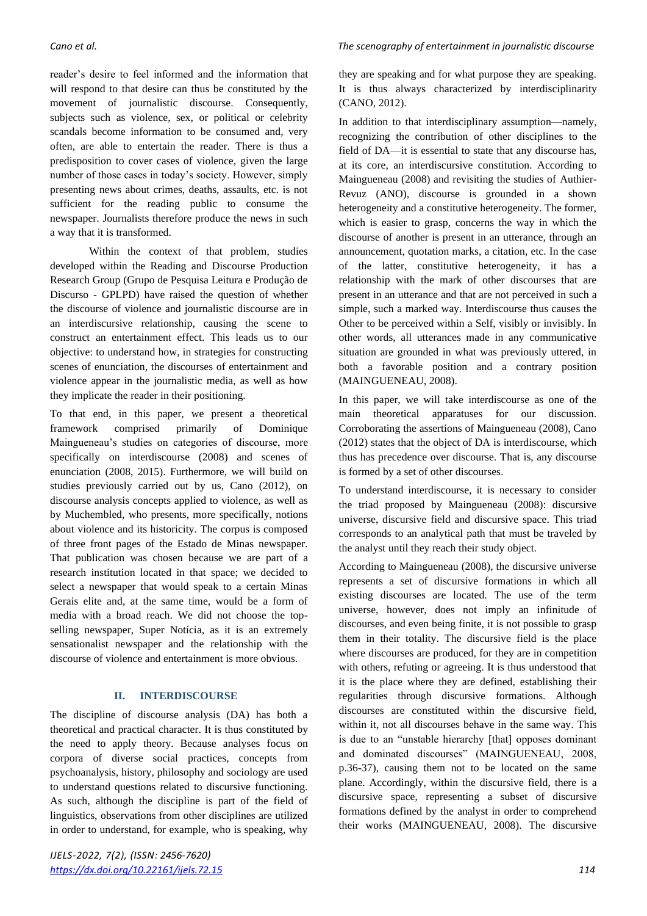reader's desire to feel informed and the information that will respond to that desire can thus be constituted by the movement of journalistic discourse. Consequently, subjects such as violence, sex, or political or celebrity scandals become information to be consumed and, very often, are able to entertain the reader. There is thus a predisposition to cover cases of violence, given the large number of those cases in today's society. However, simply presenting news about crimes, deaths, assaults, etc. is not sufficient for the reading public to consume the newspaper. Journalists therefore produce the news in such a way that it is transformed.

Within the context of that problem, studies developed within the Reading and Discourse Production Research Group (Grupo de Pesquisa Leitura e Produção de Discurso - GPLPD) have raised the question of whether the discourse of violence and journalistic discourse are in an interdiscursive relationship, causing the scene to construct an entertainment effect. This leads us to our objective: to understand how, in strategies for constructing scenes of enunciation, the discourses of entertainment and violence appear in the journalistic media, as well as how they implicate the reader in their positioning.

To that end, in this paper, we present a theoretical framework comprised primarily of Dominique Maingueneau's studies on categories of discourse, more specifically on interdiscourse (2008) and scenes of enunciation (2008, 2015). Furthermore, we will build on studies previously carried out by us, Cano (2012), on discourse analysis concepts applied to violence, as well as by Muchembled, who presents, more specifically, notions about violence and its historicity. The corpus is composed of three front pages of the Estado de Minas newspaper. That publication was chosen because we are part of a research institution located in that space; we decided to select a newspaper that would speak to a certain Minas Gerais elite and, at the same time, would be a form of media with a broad reach. We did not choose the top-selling newspaper, Super Notícia, as it is an extremely sensationalist newspaper and the relationship with the discourse of violence and entertainment is more obvious.

## II. INTERDISCOURSE

The discipline of discourse analysis (DA) has both a theoretical and practical character. It is thus constituted by the need to apply theory. Because analyses focus on corpora of diverse social practices, concepts from psychoanalysis, history, philosophy and sociology are used to understand questions related to discursive functioning. As such, although the discipline is part of the field of linguistics, observations from other disciplines are utilized in order to understand, for example, who is speaking, why they are speaking and for what purpose they are speaking. It is thus always characterized by interdisciplinarity (CANO, 2012).

In addition to that interdisciplinary assumption—namely, recognizing the contribution of other disciplines to the field of DA—it is essential to state that any discourse has, at its core, an interdiscursive constitution. According to Maingueneau (2008) and revisiting the studies of Authier-Revuz (ANO), discourse is grounded in a shown heterogeneity and a constitutive heterogeneity. The former, which is easier to grasp, concerns the way in which the discourse of another is present in an utterance, through an announcement, quotation marks, a citation, etc. In the case of the latter, constitutive heterogeneity, it has a relationship with the mark of other discourses that are present in an utterance and that are not perceived in such a simple, such a marked way. Interdiscourse thus causes the Other to be perceived within a Self, visibly or invisibly. In other words, all utterances made in any communicative situation are grounded in what was previously uttered, in both a favorable position and a contrary position (MAINGUENEAU, 2008).

In this paper, we will take interdiscourse as one of the main theoretical apparatuses for our discussion. Corroborating the assertions of Maingueneau (2008), Cano (2012) states that the object of DA is interdiscourse, which thus has precedence over discourse. That is, any discourse is formed by a set of other discourses.

To understand interdiscourse, it is necessary to consider the triad proposed by Maingueneau (2008): discursive universe, discursive field and discursive space. This triad corresponds to an analytical path that must be traveled by the analyst until they reach their study object.

According to Maingueneau (2008), the discursive universe represents a set of discursive formations in which all existing discourses are located. The use of the term universe, however, does not imply an infinitude of discourses, and even being finite, it is not possible to grasp them in their totality. The discursive field is the place where discourses are produced, for they are in competition with others, refuting or agreeing. It is thus understood that it is the place where they are defined, establishing their regularities through discursive formations. Although discourses are constituted within the discursive field, within it, not all discourses behave in the same way. This is due to an "unstable hierarchy [that] opposes dominant and dominated discourses" (MAINGUENEAU, 2008, p.36-37), causing them not to be located on the same plane. Accordingly, within the discursive field, there is a discursive space, representing a subset of discursive formations defined by the analyst in order to comprehend their works (MAINGUENEAU, 2008). The discursive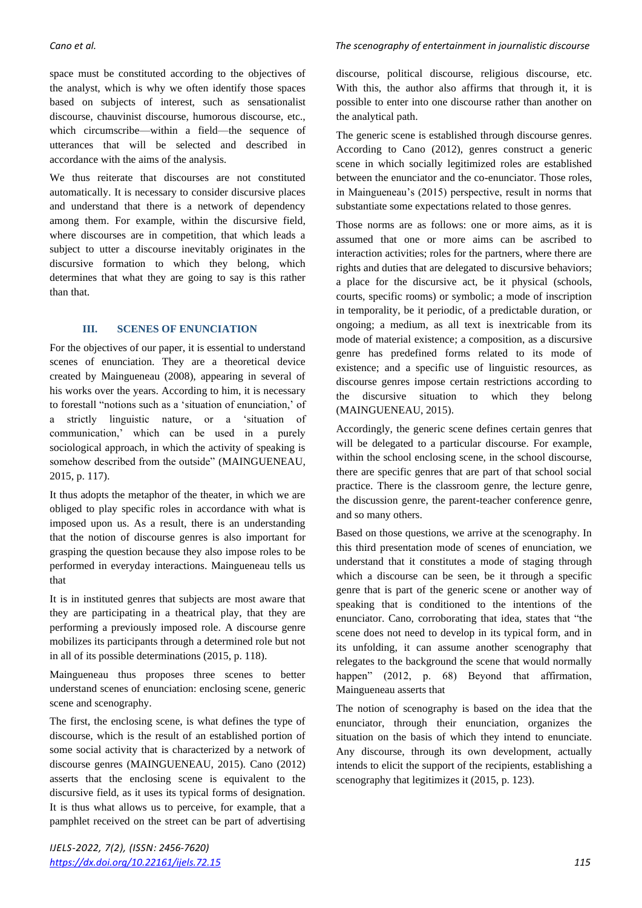space must be constituted according to the objectives of the analyst, which is why we often identify those spaces based on subjects of interest, such as sensationalist discourse, chauvinist discourse, humorous discourse, etc., which circumscribe—within a field—the sequence of utterances that will be selected and described in accordance with the aims of the analysis.

We thus reiterate that discourses are not constituted automatically. It is necessary to consider discursive places and understand that there is a network of dependency among them. For example, within the discursive field, where discourses are in competition, that which leads a subject to utter a discourse inevitably originates in the discursive formation to which they belong, which determines that what they are going to say is this rather than that.

## III. SCENES OF ENUNCIATION

For the objectives of our paper, it is essential to understand scenes of enunciation. They are a theoretical device created by Maingueneau (2008), appearing in several of his works over the years. According to him, it is necessary to forestall "notions such as a 'situation of enunciation,' of a strictly linguistic nature, or a 'situation of communication,' which can be used in a purely sociological approach, in which the activity of speaking is somehow described from the outside" (MAINGUENEAU, 2015, p. 117).

It thus adopts the metaphor of the theater, in which we are obliged to play specific roles in accordance with what is imposed upon us. As a result, there is an understanding that the notion of discourse genres is also important for grasping the question because they also impose roles to be performed in everyday interactions. Maingueneau tells us that

> It is in instituted genres that subjects are most aware that they are participating in a theatrical play, that they are performing a previously imposed role. A discourse genre mobilizes its participants through a determined role but not in all of its possible determinations (2015, p. 118).

Maingueneau thus proposes three scenes to better understand scenes of enunciation: enclosing scene, generic scene and scenography.

The first, the enclosing scene, is what defines the type of discourse, which is the result of an established portion of some social activity that is characterized by a network of discourse genres (MAINGUENEAU, 2015). Cano (2012) asserts that the enclosing scene is equivalent to the discursive field, as it uses its typical forms of designation. It is thus what allows us to perceive, for example, that a pamphlet received on the street can be part of advertising discourse, political discourse, religious discourse, etc. With this, the author also affirms that through it, it is possible to enter into one discourse rather than another on the analytical path.

The generic scene is established through discourse genres. According to Cano (2012), genres construct a generic scene in which socially legitimized roles are established between the enunciator and the co-enunciator. Those roles, in Maingueneau's (2015) perspective, result in norms that substantiate some expectations related to those genres.

Those norms are as follows: one or more aims, as it is assumed that one or more aims can be ascribed to interaction activities; roles for the partners, where there are rights and duties that are delegated to discursive behaviors; a place for the discursive act, be it physical (schools, courts, specific rooms) or symbolic; a mode of inscription in temporality, be it periodic, of a predictable duration, or ongoing; a medium, as all text is inextricable from its mode of material existence; a composition, as a discursive genre has predefined forms related to its mode of existence; and a specific use of linguistic resources, as discourse genres impose certain restrictions according to the discursive situation to which they belong (MAINGUENEAU, 2015).

Accordingly, the generic scene defines certain genres that will be delegated to a particular discourse. For example, within the school enclosing scene, in the school discourse, there are specific genres that are part of that school social practice. There is the classroom genre, the lecture genre, the discussion genre, the parent-teacher conference genre, and so many others.

Based on those questions, we arrive at the scenography. In this third presentation mode of scenes of enunciation, we understand that it constitutes a mode of staging through which a discourse can be seen, be it through a specific genre that is part of the generic scene or another way of speaking that is conditioned to the intentions of the enunciator. Cano, corroborating that idea, states that "the scene does not need to develop in its typical form, and in its unfolding, it can assume another scenography that relegates to the background the scene that would normally happen" (2012, p. 68) Beyond that affirmation, Maingueneau asserts that

> The notion of scenography is based on the idea that the enunciator, through their enunciation, organizes the situation on the basis of which they intend to enunciate. Any discourse, through its own development, actually intends to elicit the support of the recipients, establishing a scenography that legitimizes it (2015, p. 123).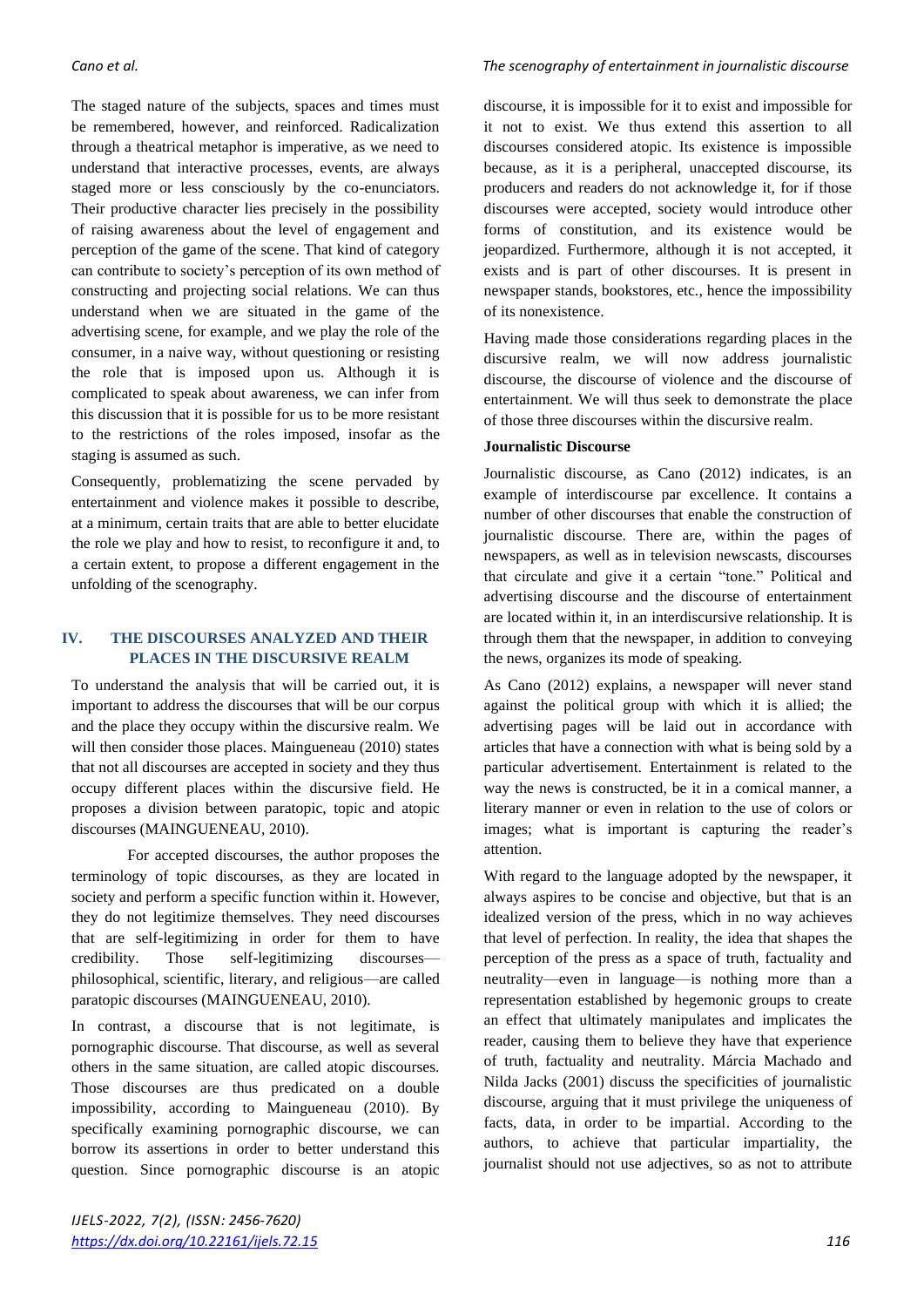The staged nature of the subjects, spaces and times must be remembered, however, and reinforced. Radicalization through a theatrical metaphor is imperative, as we need to understand that interactive processes, events, are always staged more or less consciously by the co-enunciators. Their productive character lies precisely in the possibility of raising awareness about the level of engagement and perception of the game of the scene. That kind of category can contribute to society's perception of its own method of constructing and projecting social relations. We can thus understand when we are situated in the game of the advertising scene, for example, and we play the role of the consumer, in a naive way, without questioning or resisting the role that is imposed upon us. Although it is complicated to speak about awareness, we can infer from this discussion that it is possible for us to be more resistant to the restrictions of the roles imposed, insofar as the staging is assumed as such.

Consequently, problematizing the scene pervaded by entertainment and violence makes it possible to describe, at a minimum, certain traits that are able to better elucidate the role we play and how to resist, to reconfigure it and, to a certain extent, to propose a different engagement in the unfolding of the scenography.

## IV. THE DISCOURSES ANALYZED AND THEIR PLACES IN THE DISCURSIVE REALM

To understand the analysis that will be carried out, it is important to address the discourses that will be our corpus and the place they occupy within the discursive realm. We will then consider those places. Maingueneau (2010) states that not all discourses are accepted in society and they thus occupy different places within the discursive field. He proposes a division between paratopic, topic and atopic discourses (MAINGUENEAU, 2010).

For accepted discourses, the author proposes the terminology of topic discourses, as they are located in society and perform a specific function within it. However, they do not legitimize themselves. They need discourses that are self-legitimizing in order for them to have credibility. Those self-legitimizing discourses—philosophical, scientific, literary, and religious—are called paratopic discourses (MAINGUENEAU, 2010).

In contrast, a discourse that is not legitimate, is pornographic discourse. That discourse, as well as several others in the same situation, are called atopic discourses. Those discourses are thus predicated on a double impossibility, according to Maingueneau (2010). By specifically examining pornographic discourse, we can borrow its assertions in order to better understand this question. Since pornographic discourse is an atopic discourse, it is impossible for it to exist and impossible for it not to exist. We thus extend this assertion to all discourses considered atopic. Its existence is impossible because, as it is a peripheral, unaccepted discourse, its producers and readers do not acknowledge it, for if those discourses were accepted, society would introduce other forms of constitution, and its existence would be jeopardized. Furthermore, although it is not accepted, it exists and is part of other discourses. It is present in newspaper stands, bookstores, etc., hence the impossibility of its nonexistence.

Having made those considerations regarding places in the discursive realm, we will now address journalistic discourse, the discourse of violence and the discourse of entertainment. We will thus seek to demonstrate the place of those three discourses within the discursive realm.

### Journalistic Discourse

Journalistic discourse, as Cano (2012) indicates, is an example of interdiscourse par excellence. It contains a number of other discourses that enable the construction of journalistic discourse. There are, within the pages of newspapers, as well as in television newscasts, discourses that circulate and give it a certain "tone." Political and advertising discourse and the discourse of entertainment are located within it, in an interdiscursive relationship. It is through them that the newspaper, in addition to conveying the news, organizes its mode of speaking.

As Cano (2012) explains, a newspaper will never stand against the political group with which it is allied; the advertising pages will be laid out in accordance with articles that have a connection with what is being sold by a particular advertisement. Entertainment is related to the way the news is constructed, be it in a comical manner, a literary manner or even in relation to the use of colors or images; what is important is capturing the reader's attention.

With regard to the language adopted by the newspaper, it always aspires to be concise and objective, but that is an idealized version of the press, which in no way achieves that level of perfection. In reality, the idea that shapes the perception of the press as a space of truth, factuality and neutrality—even in language—is nothing more than a representation established by hegemonic groups to create an effect that ultimately manipulates and implicates the reader, causing them to believe they have that experience of truth, factuality and neutrality. Márcia Machado and Nilda Jacks (2001) discuss the specificities of journalistic discourse, arguing that it must privilege the uniqueness of facts, data, in order to be impartial. According to the authors, to achieve that particular impartiality, the journalist should not use adjectives, so as not to attribute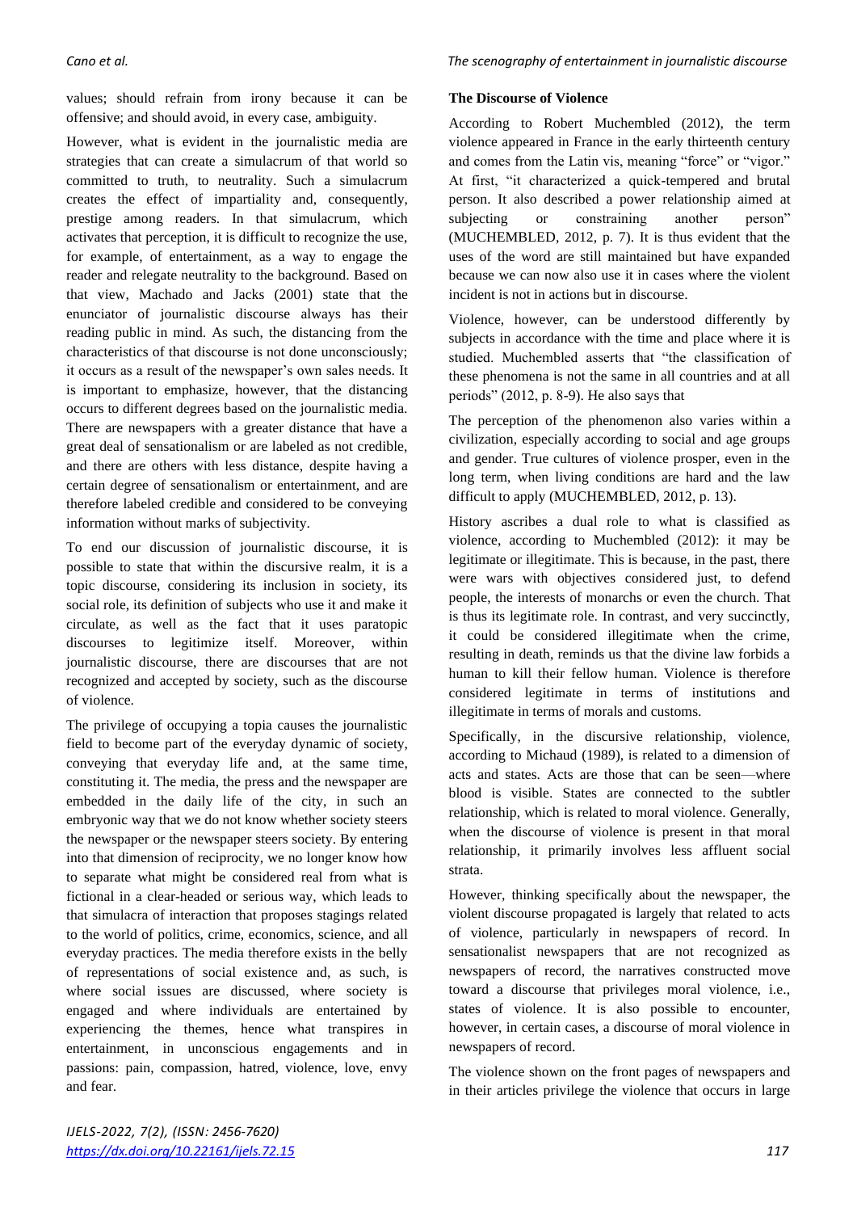values; should refrain from irony because it can be offensive; and should avoid, in every case, ambiguity.

However, what is evident in the journalistic media are strategies that can create a simulacrum of that world so committed to truth, to neutrality. Such a simulacrum creates the effect of impartiality and, consequently, prestige among readers. In that simulacrum, which activates that perception, it is difficult to recognize the use, for example, of entertainment, as a way to engage the reader and relegate neutrality to the background. Based on that view, Machado and Jacks (2001) state that the enunciator of journalistic discourse always has their reading public in mind. As such, the distancing from the characteristics of that discourse is not done unconsciously; it occurs as a result of the newspaper's own sales needs. It is important to emphasize, however, that the distancing occurs to different degrees based on the journalistic media. There are newspapers with a greater distance that have a great deal of sensationalism or are labeled as not credible, and there are others with less distance, despite having a certain degree of sensationalism or entertainment, and are therefore labeled credible and considered to be conveying information without marks of subjectivity.

To end our discussion of journalistic discourse, it is possible to state that within the discursive realm, it is a topic discourse, considering its inclusion in society, its social role, its definition of subjects who use it and make it circulate, as well as the fact that it uses paratopic discourses to legitimize itself. Moreover, within journalistic discourse, there are discourses that are not recognized and accepted by society, such as the discourse of violence.

The privilege of occupying a topia causes the journalistic field to become part of the everyday dynamic of society, conveying that everyday life and, at the same time, constituting it. The media, the press and the newspaper are embedded in the daily life of the city, in such an embryonic way that we do not know whether society steers the newspaper or the newspaper steers society. By entering into that dimension of reciprocity, we no longer know how to separate what might be considered real from what is fictional in a clear-headed or serious way, which leads to that simulacra of interaction that proposes stagings related to the world of politics, crime, economics, science, and all everyday practices. The media therefore exists in the belly of representations of social existence and, as such, is where social issues are discussed, where society is engaged and where individuals are entertained by experiencing the themes, hence what transpires in entertainment, in unconscious engagements and in passions: pain, compassion, hatred, violence, love, envy and fear.

**The Discourse of Violence**

According to Robert Muchembled (2012), the term violence appeared in France in the early thirteenth century and comes from the Latin vis, meaning "force" or "vigor." At first, "it characterized a quick-tempered and brutal person. It also described a power relationship aimed at subjecting or constraining another person" (MUCHEMBLED, 2012, p. 7). It is thus evident that the uses of the word are still maintained but have expanded because we can now also use it in cases where the violent incident is not in actions but in discourse.

Violence, however, can be understood differently by subjects in accordance with the time and place where it is studied. Muchembled asserts that "the classification of these phenomena is not the same in all countries and at all periods" (2012, p. 8-9). He also says that

The perception of the phenomenon also varies within a civilization, especially according to social and age groups and gender. True cultures of violence prosper, even in the long term, when living conditions are hard and the law difficult to apply (MUCHEMBLED, 2012, p. 13).

History ascribes a dual role to what is classified as violence, according to Muchembled (2012): it may be legitimate or illegitimate. This is because, in the past, there were wars with objectives considered just, to defend people, the interests of monarchs or even the church. That is thus its legitimate role. In contrast, and very succinctly, it could be considered illegitimate when the crime, resulting in death, reminds us that the divine law forbids a human to kill their fellow human. Violence is therefore considered legitimate in terms of institutions and illegitimate in terms of morals and customs.

Specifically, in the discursive relationship, violence, according to Michaud (1989), is related to a dimension of acts and states. Acts are those that can be seen—where blood is visible. States are connected to the subtler relationship, which is related to moral violence. Generally, when the discourse of violence is present in that moral relationship, it primarily involves less affluent social strata.

However, thinking specifically about the newspaper, the violent discourse propagated is largely that related to acts of violence, particularly in newspapers of record. In sensationalist newspapers that are not recognized as newspapers of record, the narratives constructed move toward a discourse that privileges moral violence, i.e., states of violence. It is also possible to encounter, however, in certain cases, a discourse of moral violence in newspapers of record.

The violence shown on the front pages of newspapers and in their articles privilege the violence that occurs in large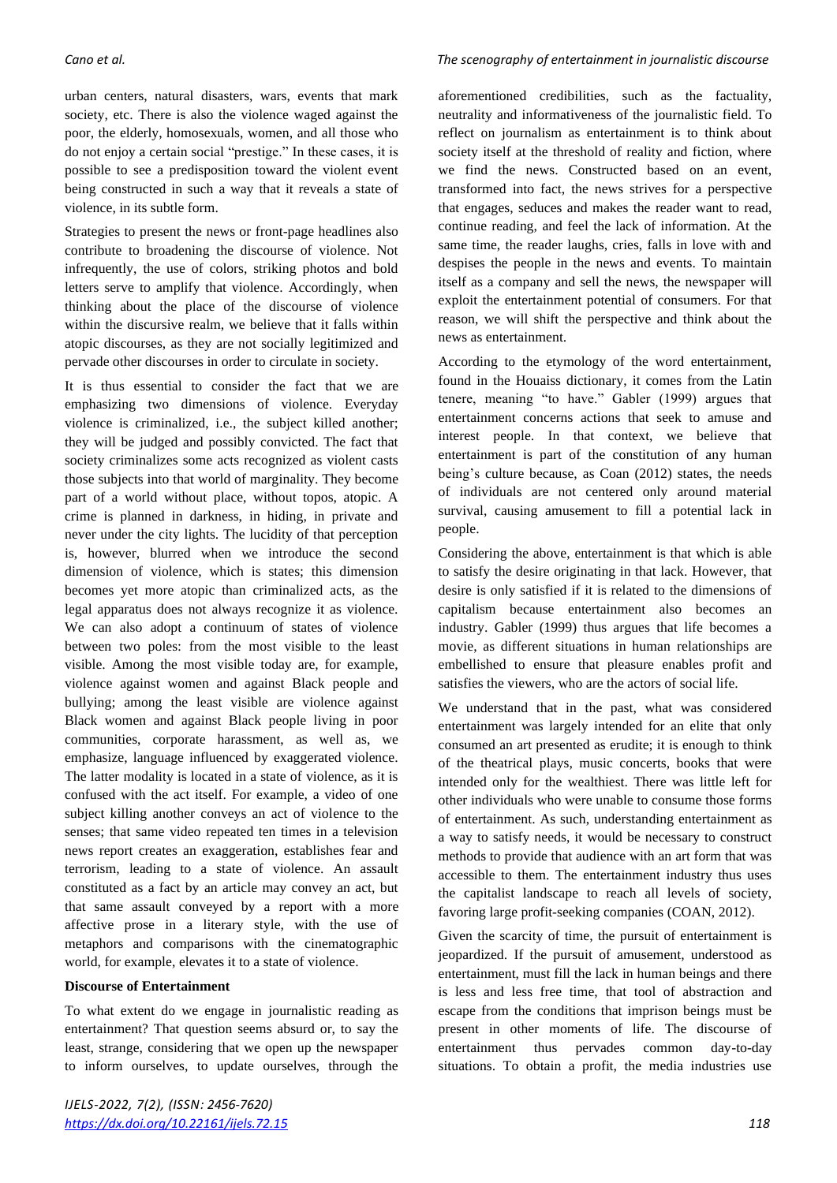urban centers, natural disasters, wars, events that mark society, etc. There is also the violence waged against the poor, the elderly, homosexuals, women, and all those who do not enjoy a certain social "prestige." In these cases, it is possible to see a predisposition toward the violent event being constructed in such a way that it reveals a state of violence, in its subtle form.

Strategies to present the news or front-page headlines also contribute to broadening the discourse of violence. Not infrequently, the use of colors, striking photos and bold letters serve to amplify that violence. Accordingly, when thinking about the place of the discourse of violence within the discursive realm, we believe that it falls within atopic discourses, as they are not socially legitimized and pervade other discourses in order to circulate in society.

It is thus essential to consider the fact that we are emphasizing two dimensions of violence. Everyday violence is criminalized, i.e., the subject killed another; they will be judged and possibly convicted. The fact that society criminalizes some acts recognized as violent casts those subjects into that world of marginality. They become part of a world without place, without topos, atopic. A crime is planned in darkness, in hiding, in private and never under the city lights. The lucidity of that perception is, however, blurred when we introduce the second dimension of violence, which is states; this dimension becomes yet more atopic than criminalized acts, as the legal apparatus does not always recognize it as violence. We can also adopt a continuum of states of violence between two poles: from the most visible to the least visible. Among the most visible today are, for example, violence against women and against Black people and bullying; among the least visible are violence against Black women and against Black people living in poor communities, corporate harassment, as well as, we emphasize, language influenced by exaggerated violence. The latter modality is located in a state of violence, as it is confused with the act itself. For example, a video of one subject killing another conveys an act of violence to the senses; that same video repeated ten times in a television news report creates an exaggeration, establishes fear and terrorism, leading to a state of violence. An assault constituted as a fact by an article may convey an act, but that same assault conveyed by a report with a more affective prose in a literary style, with the use of metaphors and comparisons with the cinematographic world, for example, elevates it to a state of violence.

**Discourse of Entertainment**

To what extent do we engage in journalistic reading as entertainment? That question seems absurd or, to say the least, strange, considering that we open up the newspaper to inform ourselves, to update ourselves, through the aforementioned credibilities, such as the factuality, neutrality and informativeness of the journalistic field. To reflect on journalism as entertainment is to think about society itself at the threshold of reality and fiction, where we find the news. Constructed based on an event, transformed into fact, the news strives for a perspective that engages, seduces and makes the reader want to read, continue reading, and feel the lack of information. At the same time, the reader laughs, cries, falls in love with and despises the people in the news and events. To maintain itself as a company and sell the news, the newspaper will exploit the entertainment potential of consumers. For that reason, we will shift the perspective and think about the news as entertainment.

According to the etymology of the word entertainment, found in the Houaiss dictionary, it comes from the Latin tenere, meaning "to have." Gabler (1999) argues that entertainment concerns actions that seek to amuse and interest people. In that context, we believe that entertainment is part of the constitution of any human being's culture because, as Coan (2012) states, the needs of individuals are not centered only around material survival, causing amusement to fill a potential lack in people.

Considering the above, entertainment is that which is able to satisfy the desire originating in that lack. However, that desire is only satisfied if it is related to the dimensions of capitalism because entertainment also becomes an industry. Gabler (1999) thus argues that life becomes a movie, as different situations in human relationships are embellished to ensure that pleasure enables profit and satisfies the viewers, who are the actors of social life.

We understand that in the past, what was considered entertainment was largely intended for an elite that only consumed an art presented as erudite; it is enough to think of the theatrical plays, music concerts, books that were intended only for the wealthiest. There was little left for other individuals who were unable to consume those forms of entertainment. As such, understanding entertainment as a way to satisfy needs, it would be necessary to construct methods to provide that audience with an art form that was accessible to them. The entertainment industry thus uses the capitalist landscape to reach all levels of society, favoring large profit-seeking companies (COAN, 2012).

Given the scarcity of time, the pursuit of entertainment is jeopardized. If the pursuit of amusement, understood as entertainment, must fill the lack in human beings and there is less and less free time, that tool of abstraction and escape from the conditions that imprison beings must be present in other moments of life. The discourse of entertainment thus pervades common day-to-day situations. To obtain a profit, the media industries use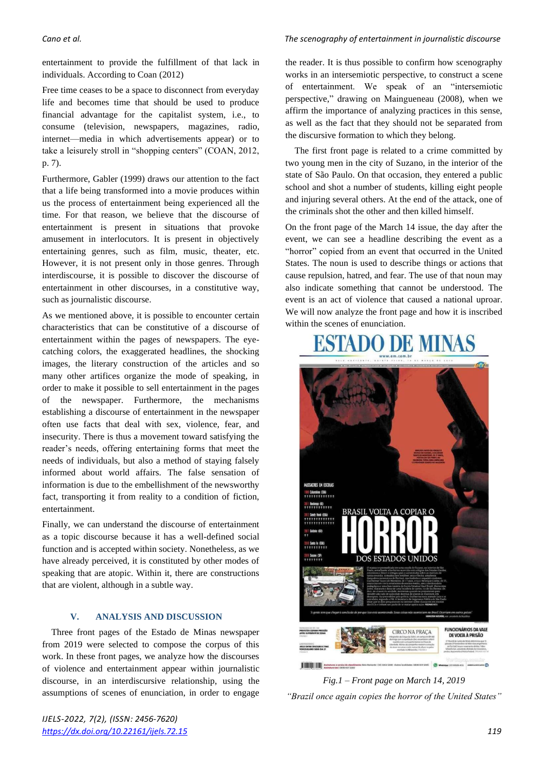entertainment to provide the fulfillment of that lack in individuals. According to Coan (2012)

> Free time ceases to be a space to disconnect from everyday life and becomes time that should be used to produce financial advantage for the capitalist system, i.e., to consume (television, newspapers, magazines, radio, internet—media in which advertisements appear) or to take a leisurely stroll in "shopping centers" (COAN, 2012, p. 7).

Furthermore, Gabler (1999) draws our attention to the fact that a life being transformed into a movie produces within us the process of entertainment being experienced all the time. For that reason, we believe that the discourse of entertainment is present in situations that provoke amusement in interlocutors. It is present in objectively entertaining genres, such as film, music, theater, etc. However, it is not present only in those genres. Through interdiscourse, it is possible to discover the discourse of entertainment in other discourses, in a constitutive way, such as journalistic discourse.

As we mentioned above, it is possible to encounter certain characteristics that can be constitutive of a discourse of entertainment within the pages of newspapers. The eye-catching colors, the exaggerated headlines, the shocking images, the literary construction of the articles and so many other artifices organize the mode of speaking, in order to make it possible to sell entertainment in the pages of the newspaper. Furthermore, the mechanisms establishing a discourse of entertainment in the newspaper often use facts that deal with sex, violence, fear, and insecurity. There is thus a movement toward satisfying the reader's needs, offering entertaining forms that meet the needs of individuals, but also a method of staying falsely informed about world affairs. The false sensation of information is due to the embellishment of the newsworthy fact, transporting it from reality to a condition of fiction, entertainment.

Finally, we can understand the discourse of entertainment as a topic discourse because it has a well-defined social function and is accepted within society. Nonetheless, as we have already perceived, it is constituted by other modes of speaking that are atopic. Within it, there are constructions that are violent, although in a subtle way.

## V. ANALYSIS AND DISCUSSION

Three front pages of the Estado de Minas newspaper from 2019 were selected to compose the corpus of this work. In these front pages, we analyze how the discourses of violence and entertainment appear within journalistic discourse, in an interdiscursive relationship, using the assumptions of scenes of enunciation, in order to engage the reader. It is thus possible to confirm how scenography works in an intersemiotic perspective, to construct a scene of entertainment. We speak of an "intersemiotic perspective," drawing on Maingueneau (2008), when we affirm the importance of analyzing practices in this sense, as well as the fact that they should not be separated from the discursive formation to which they belong.

The first front page is related to a crime committed by two young men in the city of Suzano, in the interior of the state of São Paulo. On that occasion, they entered a public school and shot a number of students, killing eight people and injuring several others. At the end of the attack, one of the criminals shot the other and then killed himself.

On the front page of the March 14 issue, the day after the event, we can see a headline describing the event as a "horror" copied from an event that occurred in the United States. The noun is used to describe things or actions that cause repulsion, hatred, and fear. The use of that noun may also indicate something that cannot be understood. The event is an act of violence that caused a national uproar. We will now analyze the front page and how it is inscribed within the scenes of enunciation.

*Fig.1 – Front page on March 14, 2019*

*"Brazil once again copies the horror of the United States"*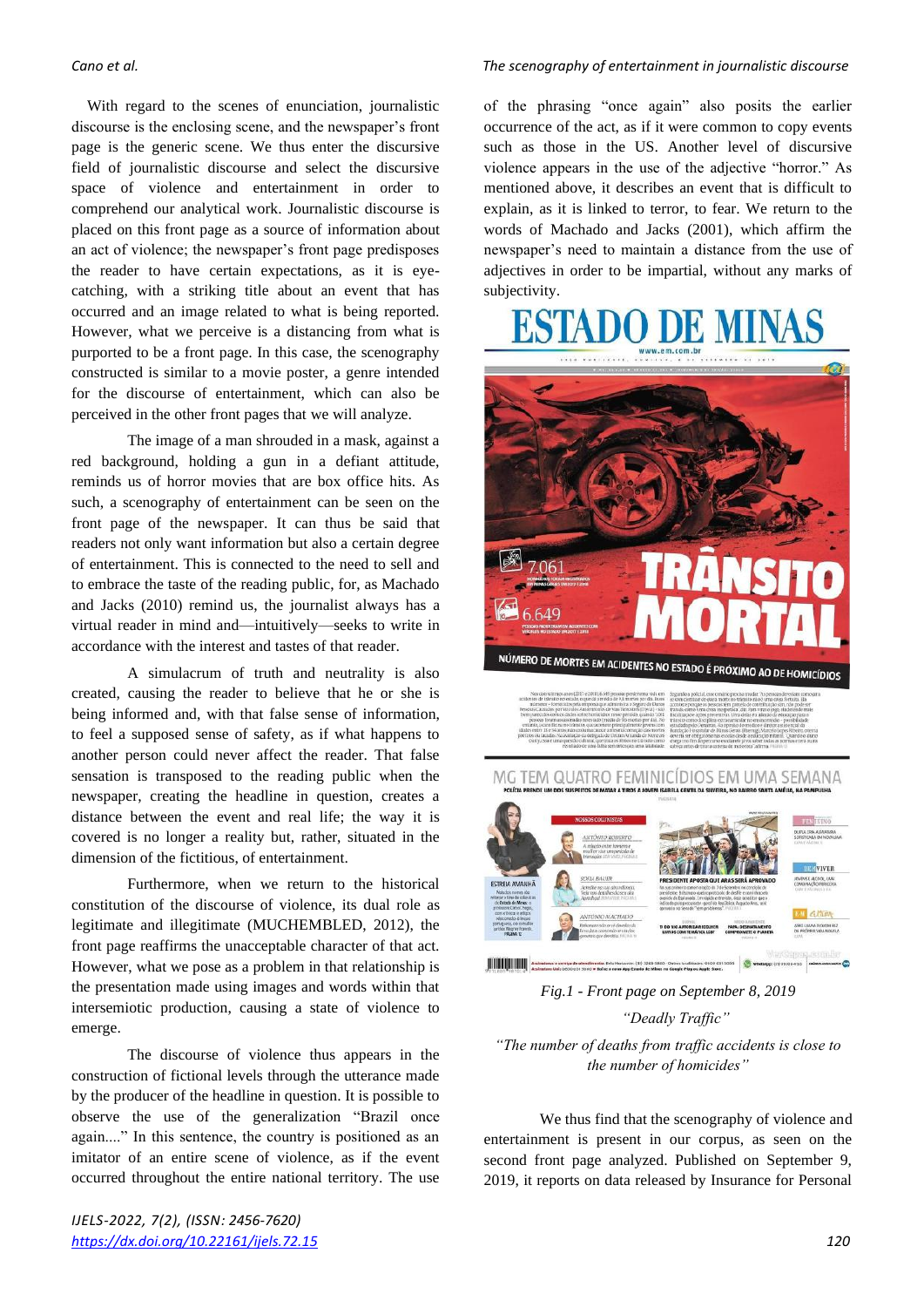With regard to the scenes of enunciation, journalistic discourse is the enclosing scene, and the newspaper's front page is the generic scene. We thus enter the discursive field of journalistic discourse and select the discursive space of violence and entertainment in order to comprehend our analytical work. Journalistic discourse is placed on this front page as a source of information about an act of violence; the newspaper's front page predisposes the reader to have certain expectations, as it is eye-catching, with a striking title about an event that has occurred and an image related to what is being reported. However, what we perceive is a distancing from what is purported to be a front page. In this case, the scenography constructed is similar to a movie poster, a genre intended for the discourse of entertainment, which can also be perceived in the other front pages that we will analyze.

The image of a man shrouded in a mask, against a red background, holding a gun in a defiant attitude, reminds us of horror movies that are box office hits. As such, a scenography of entertainment can be seen on the front page of the newspaper. It can thus be said that readers not only want information but also a certain degree of entertainment. This is connected to the need to sell and to embrace the taste of the reading public, for, as Machado and Jacks (2010) remind us, the journalist always has a virtual reader in mind and—intuitively—seeks to write in accordance with the interest and tastes of that reader.

A simulacrum of truth and neutrality is also created, causing the reader to believe that he or she is being informed and, with that false sense of information, to feel a supposed sense of safety, as if what happens to another person could never affect the reader. That false sensation is transposed to the reading public when the newspaper, creating the headline in question, creates a distance between the event and real life; the way it is covered is no longer a reality but, rather, situated in the dimension of the fictitious, of entertainment.

Furthermore, when we return to the historical constitution of the discourse of violence, its dual role as legitimate and illegitimate (MUCHEMBLED, 2012), the front page reaffirms the unacceptable character of that act. However, what we pose as a problem in that relationship is the presentation made using images and words within that intersemiotic production, causing a state of violence to emerge.

The discourse of violence thus appears in the construction of fictional levels through the utterance made by the producer of the headline in question. It is possible to observe the use of the generalization "Brazil once again...." In this sentence, the country is positioned as an imitator of an entire scene of violence, as if the event occurred throughout the entire national territory. The use of the phrasing "once again" also posits the earlier occurrence of the act, as if it were common to copy events such as those in the US. Another level of discursive violence appears in the use of the adjective "horror." As mentioned above, it describes an event that is difficult to explain, as it is linked to terror, to fear. We return to the words of Machado and Jacks (2001), which affirm the newspaper's need to maintain a distance from the use of adjectives in order to be impartial, without any marks of subjectivity.

*Fig.1 - Front page on September 8, 2019*

*"Deadly Traffic"*

*"The number of deaths from traffic accidents is close to the number of homicides"*

We thus find that the scenography of violence and entertainment is present in our corpus, as seen on the second front page analyzed. Published on September 9, 2019, it reports on data released by Insurance for Personal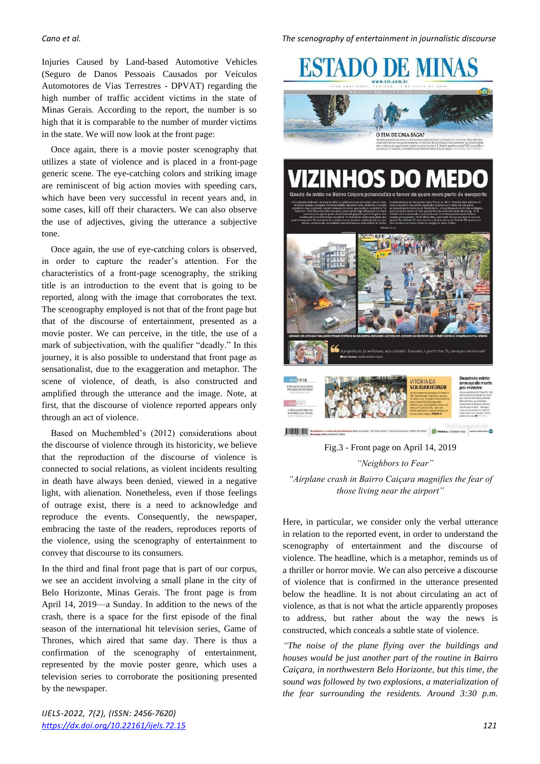Injuries Caused by Land-based Automotive Vehicles (Seguro de Danos Pessoais Causados por Veículos Automotores de Vias Terrestres - DPVAT) regarding the high number of traffic accident victims in the state of Minas Gerais. According to the report, the number is so high that it is comparable to the number of murder victims in the state. We will now look at the front page:

Once again, there is a movie poster scenography that utilizes a state of violence and is placed in a front-page generic scene. The eye-catching colors and striking image are reminiscent of big action movies with speeding cars, which have been very successful in recent years and, in some cases, kill off their characters. We can also observe the use of adjectives, giving the utterance a subjective tone.

Once again, the use of eye-catching colors is observed, in order to capture the reader's attention. For the characteristics of a front-page scenography, the striking title is an introduction to the event that is going to be reported, along with the image that corroborates the text. The scenography employed is not that of the front page but that of the discourse of entertainment, presented as a movie poster. We can perceive, in the title, the use of a mark of subjectivation, with the qualifier "deadly." In this journey, it is also possible to understand that front page as sensationalist, due to the exaggeration and metaphor. The scene of violence, of death, is also constructed and amplified through the utterance and the image. Note, at first, that the discourse of violence reported appears only through an act of violence.

Based on Muchembled's (2012) considerations about the discourse of violence through its historicity, we believe that the reproduction of the discourse of violence is connected to social relations, as violent incidents resulting in death have always been denied, viewed in a negative light, with alienation. Nonetheless, even if those feelings of outrage exist, there is a need to acknowledge and reproduce the events. Consequently, the newspaper, embracing the taste of the readers, reproduces reports of the violence, using the scenography of entertainment to convey that discourse to its consumers.

In the third and final front page that is part of our corpus, we see an accident involving a small plane in the city of Belo Horizonte, Minas Gerais. The front page is from April 14, 2019—a Sunday. In addition to the news of the crash, there is a space for the first episode of the final season of the international hit television series, Game of Thrones, which aired that same day. There is thus a confirmation of the scenography of entertainment, represented by the movie poster genre, which uses a television series to corroborate the positioning presented by the newspaper.

Fig.3 - Front page on April 14, 2019

*"Neighbors to Fear"*

*"Airplane crash in Bairro Caiçara magnifies the fear of those living near the airport"*

Here, in particular, we consider only the verbal utterance in relation to the reported event, in order to understand the scenography of entertainment and the discourse of violence. The headline, which is a metaphor, reminds us of a thriller or horror movie. We can also perceive a discourse of violence that is confirmed in the utterance presented below the headline. It is not about circulating an act of violence, as that is not what the article apparently proposes to address, but rather about the way the news is constructed, which conceals a subtle state of violence.

*"The noise of the plane flying over the buildings and houses would be just another part of the routine in Bairro Caiçara, in northwestern Belo Horizonte, but this time, the sound was followed by two explosions, a materialization of the fear surrounding the residents. Around 3:30 p.m.*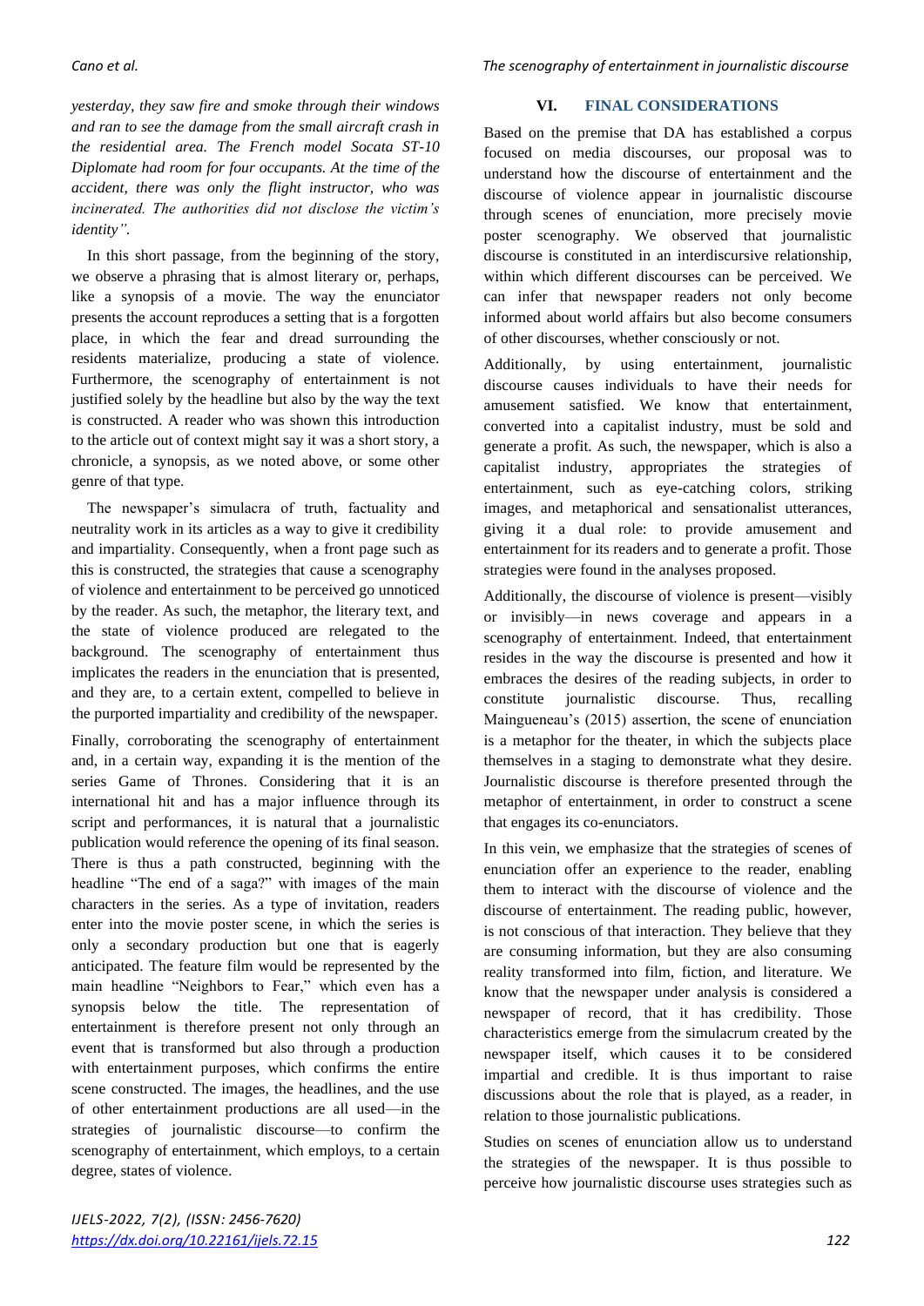*yesterday, they saw fire and smoke through their windows and ran to see the damage from the small aircraft crash in the residential area. The French model Socata ST-10 Diplomate had room for four occupants. At the time of the accident, there was only the flight instructor, who was incinerated. The authorities did not disclose the victim's identity".*

In this short passage, from the beginning of the story, we observe a phrasing that is almost literary or, perhaps, like a synopsis of a movie. The way the enunciator presents the account reproduces a setting that is a forgotten place, in which the fear and dread surrounding the residents materialize, producing a state of violence. Furthermore, the scenography of entertainment is not justified solely by the headline but also by the way the text is constructed. A reader who was shown this introduction to the article out of context might say it was a short story, a chronicle, a synopsis, as we noted above, or some other genre of that type.

The newspaper's simulacra of truth, factuality and neutrality work in its articles as a way to give it credibility and impartiality. Consequently, when a front page such as this is constructed, the strategies that cause a scenography of violence and entertainment to be perceived go unnoticed by the reader. As such, the metaphor, the literary text, and the state of violence produced are relegated to the background. The scenography of entertainment thus implicates the readers in the enunciation that is presented, and they are, to a certain extent, compelled to believe in the purported impartiality and credibility of the newspaper.

Finally, corroborating the scenography of entertainment and, in a certain way, expanding it is the mention of the series Game of Thrones. Considering that it is an international hit and has a major influence through its script and performances, it is natural that a journalistic publication would reference the opening of its final season. There is thus a path constructed, beginning with the headline "The end of a saga?" with images of the main characters in the series. As a type of invitation, readers enter into the movie poster scene, in which the series is only a secondary production but one that is eagerly anticipated. The feature film would be represented by the main headline "Neighbors to Fear," which even has a synopsis below the title. The representation of entertainment is therefore present not only through an event that is transformed but also through a production with entertainment purposes, which confirms the entire scene constructed. The images, the headlines, and the use of other entertainment productions are all used—in the strategies of journalistic discourse—to confirm the scenography of entertainment, which employs, to a certain degree, states of violence.

## VI. FINAL CONSIDERATIONS

Based on the premise that DA has established a corpus focused on media discourses, our proposal was to understand how the discourse of entertainment and the discourse of violence appear in journalistic discourse through scenes of enunciation, more precisely movie poster scenography. We observed that journalistic discourse is constituted in an interdiscursive relationship, within which different discourses can be perceived. We can infer that newspaper readers not only become informed about world affairs but also become consumers of other discourses, whether consciously or not.

Additionally, by using entertainment, journalistic discourse causes individuals to have their needs for amusement satisfied. We know that entertainment, converted into a capitalist industry, must be sold and generate a profit. As such, the newspaper, which is also a capitalist industry, appropriates the strategies of entertainment, such as eye-catching colors, striking images, and metaphorical and sensationalist utterances, giving it a dual role: to provide amusement and entertainment for its readers and to generate a profit. Those strategies were found in the analyses proposed.

Additionally, the discourse of violence is present—visibly or invisibly—in news coverage and appears in a scenography of entertainment. Indeed, that entertainment resides in the way the discourse is presented and how it embraces the desires of the reading subjects, in order to constitute journalistic discourse. Thus, recalling Maingueneau's (2015) assertion, the scene of enunciation is a metaphor for the theater, in which the subjects place themselves in a staging to demonstrate what they desire. Journalistic discourse is therefore presented through the metaphor of entertainment, in order to construct a scene that engages its co-enunciators.

In this vein, we emphasize that the strategies of scenes of enunciation offer an experience to the reader, enabling them to interact with the discourse of violence and the discourse of entertainment. The reading public, however, is not conscious of that interaction. They believe that they are consuming information, but they are also consuming reality transformed into film, fiction, and literature. We know that the newspaper under analysis is considered a newspaper of record, that it has credibility. Those characteristics emerge from the simulacrum created by the newspaper itself, which causes it to be considered impartial and credible. It is thus important to raise discussions about the role that is played, as a reader, in relation to those journalistic publications.

Studies on scenes of enunciation allow us to understand the strategies of the newspaper. It is thus possible to perceive how journalistic discourse uses strategies such as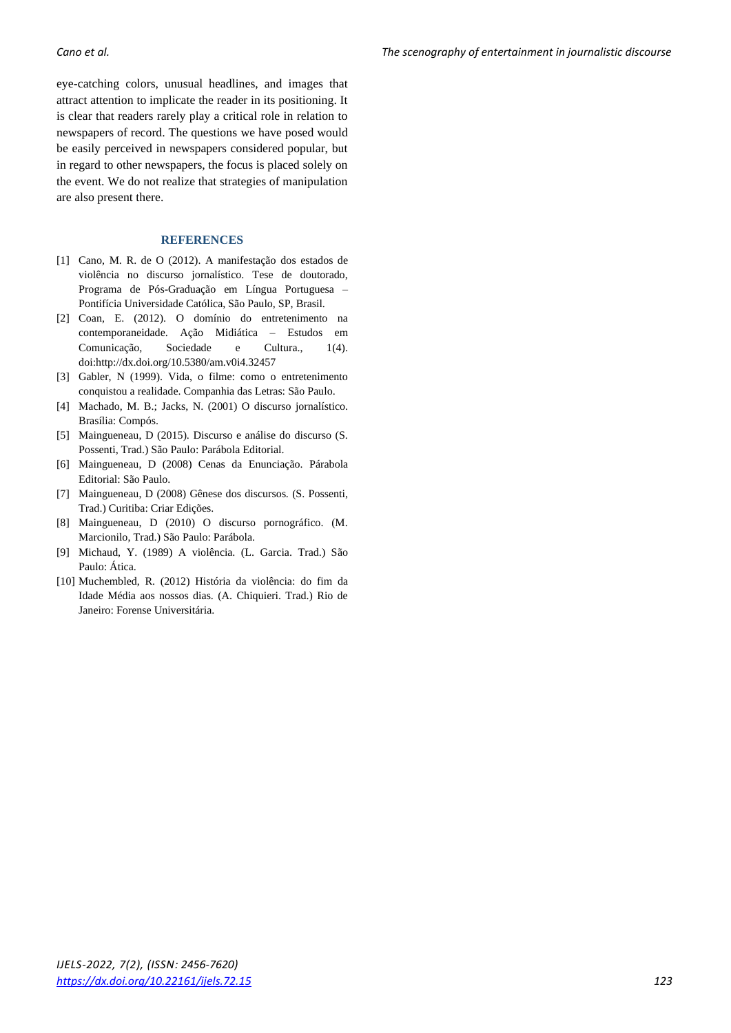eye-catching colors, unusual headlines, and images that attract attention to implicate the reader in its positioning. It is clear that readers rarely play a critical role in relation to newspapers of record. The questions we have posed would be easily perceived in newspapers considered popular, but in regard to other newspapers, the focus is placed solely on the event. We do not realize that strategies of manipulation are also present there.

## REFERENCES

[1] Cano, M. R. de O (2012). A manifestação dos estados de violência no discurso jornalístico. Tese de doutorado, Programa de Pós-Graduação em Língua Portuguesa – Pontifícia Universidade Católica, São Paulo, SP, Brasil.

[2] Coan, E. (2012). O domínio do entretenimento na contemporaneidade. Ação Midiática – Estudos em Comunicação, Sociedade e Cultura., 1(4). doi:http://dx.doi.org/10.5380/am.v0i4.32457

[3] Gabler, N (1999). Vida, o filme: como o entretenimento conquistou a realidade. Companhia das Letras: São Paulo.

[4] Machado, M. B.; Jacks, N. (2001) O discurso jornalístico. Brasília: Compós.

[5] Maingueneau, D (2015). Discurso e análise do discurso (S. Possenti, Trad.) São Paulo: Parábola Editorial.

[6] Maingueneau, D (2008) Cenas da Enunciação. Párabola Editorial: São Paulo.

[7] Maingueneau, D (2008) Gênese dos discursos. (S. Possenti, Trad.) Curitiba: Criar Edições.

[8] Maingueneau, D (2010) O discurso pornográfico. (M. Marcionilo, Trad.) São Paulo: Parábola.

[9] Michaud, Y. (1989) A violência. (L. Garcia. Trad.) São Paulo: Ática.

[10] Muchembled, R. (2012) História da violência: do fim da Idade Média aos nossos dias. (A. Chiquieri. Trad.) Rio de Janeiro: Forense Universitária.